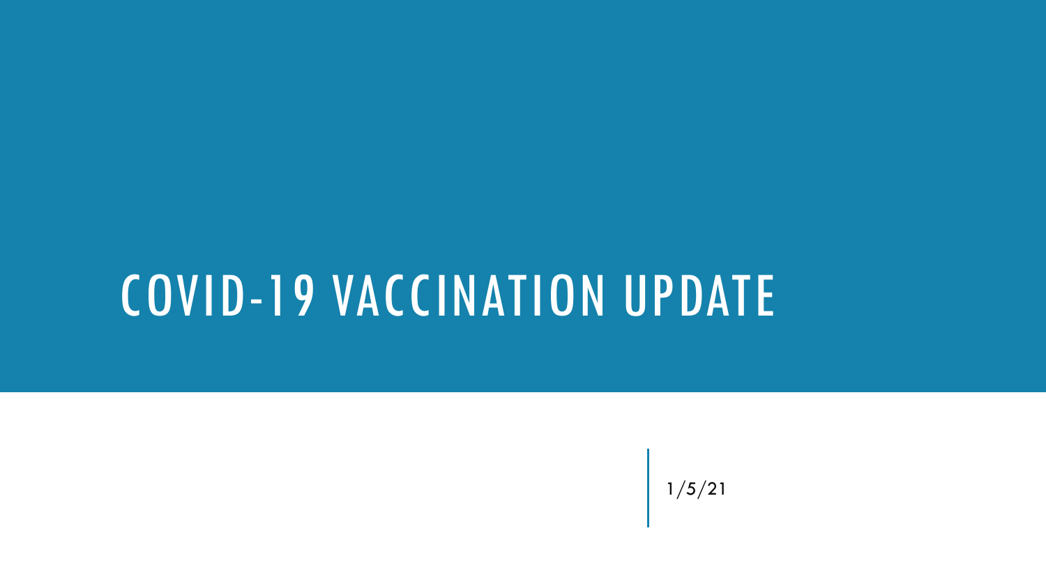# COVID-19 VACCINATION UPDATE

1/5/21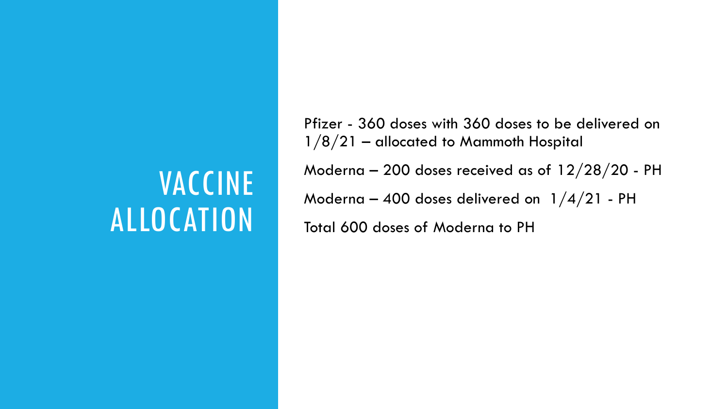# VACCINE ALLOCATION

Pfizer - 360 doses with 360 doses to be delivered on 1/8/21 – allocated to Mammoth Hospital

Moderna – 200 doses received as of 12/28/20 - PH

Moderna – 400 doses delivered on 1/4/21 - PH

Total 600 doses of Moderna to PH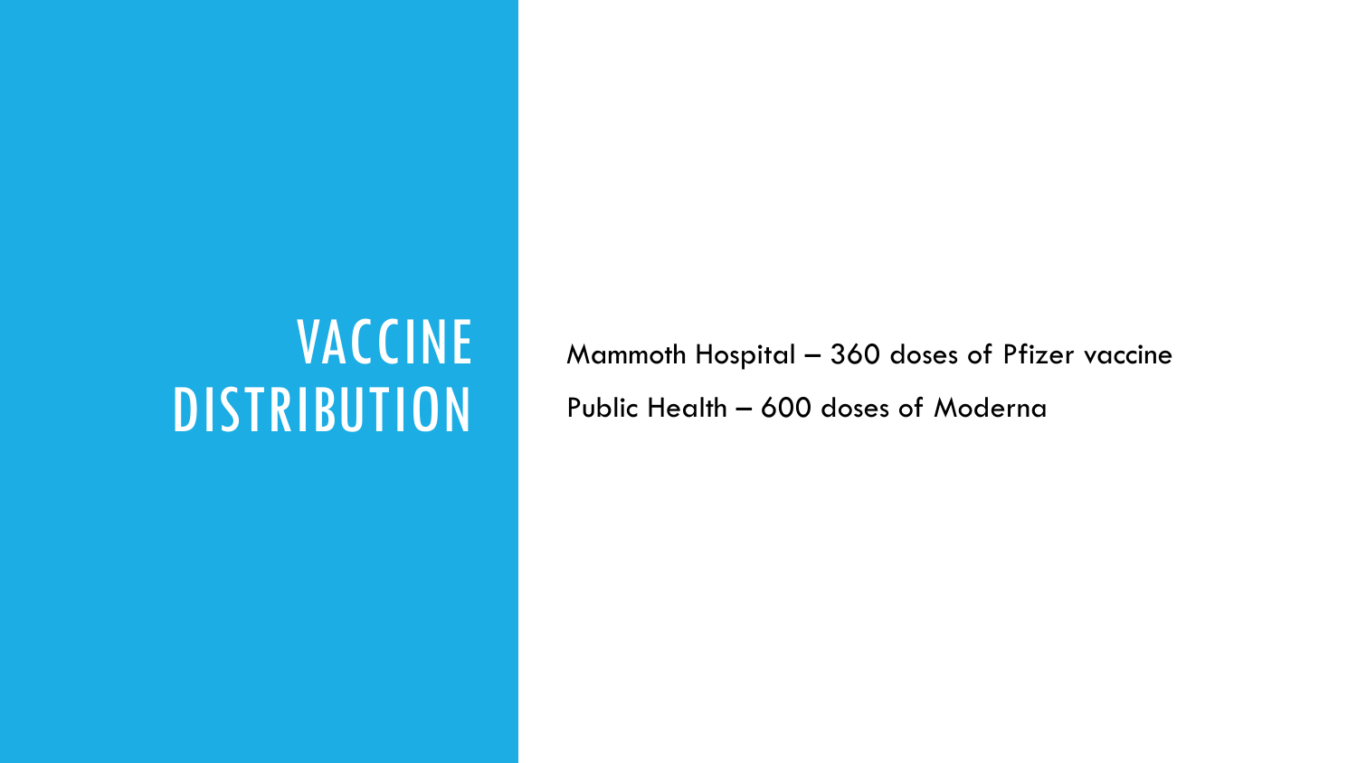# VACCINE DISTRIBUTION

Mammoth Hospital – 360 doses of Pfizer vaccine

Public Health – 600 doses of Moderna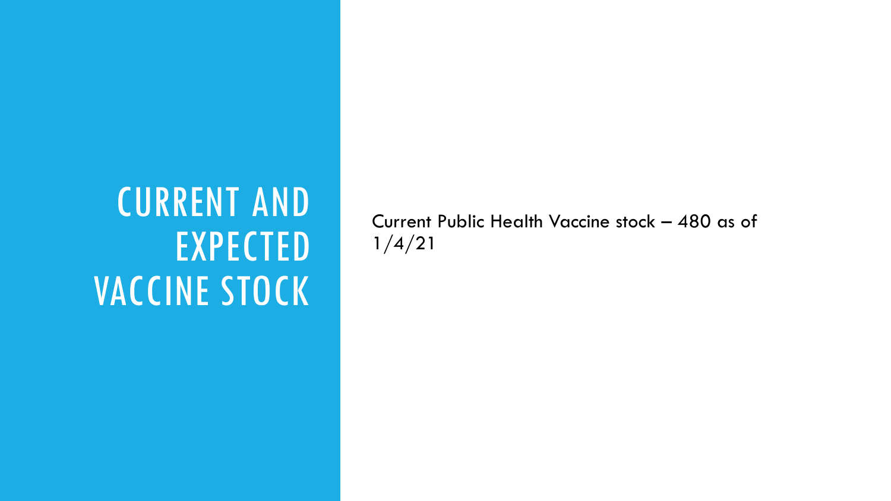# CURRENT AND EXPECTED VACCINE STOCK

Current Public Health Vaccine stock – 480 as of 1/4/21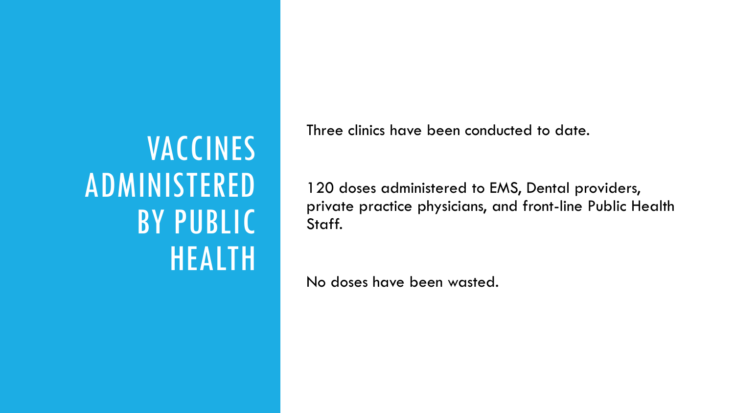# VACCINES ADMINISTERED BY PUBLIC HEALTH

Three clinics have been conducted to date.

120 doses administered to EMS, Dental providers, private practice physicians, and front-line Public Health Staff.

No doses have been wasted.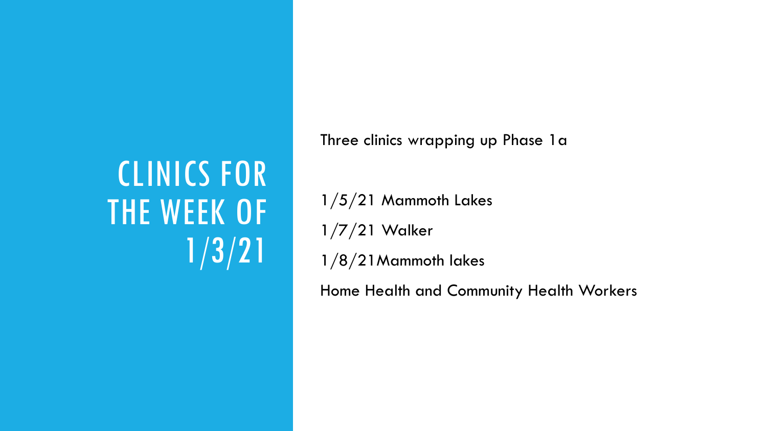# CLINICS FOR THE WEEK OF 1/3/21

Three clinics wrapping up Phase 1a

1/5/21 Mammoth Lakes

1/7/21 Walker

1/8/21Mammoth lakes

Home Health and Community Health Workers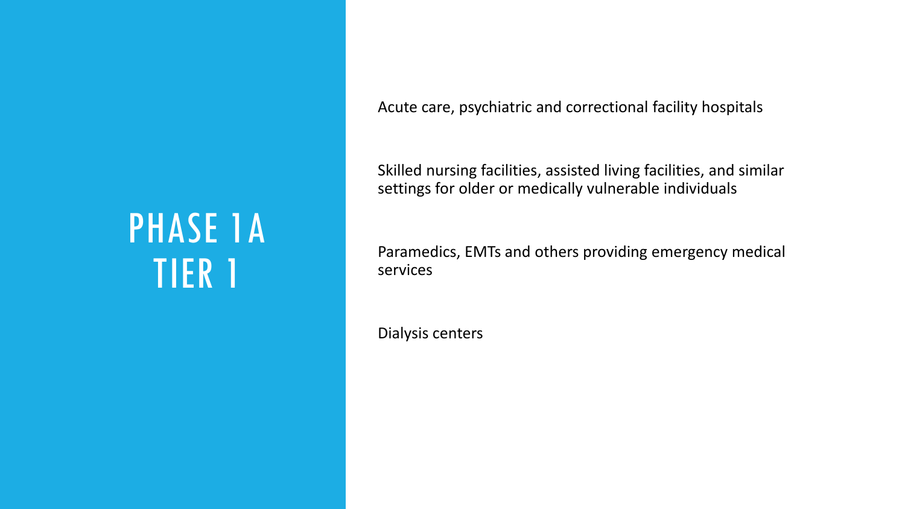# PHASE 1A TIER 1

Acute care, psychiatric and correctional facility hospitals

Skilled nursing facilities, assisted living facilities, and similar settings for older or medically vulnerable individuals

Paramedics, EMTs and others providing emergency medical services

Dialysis centers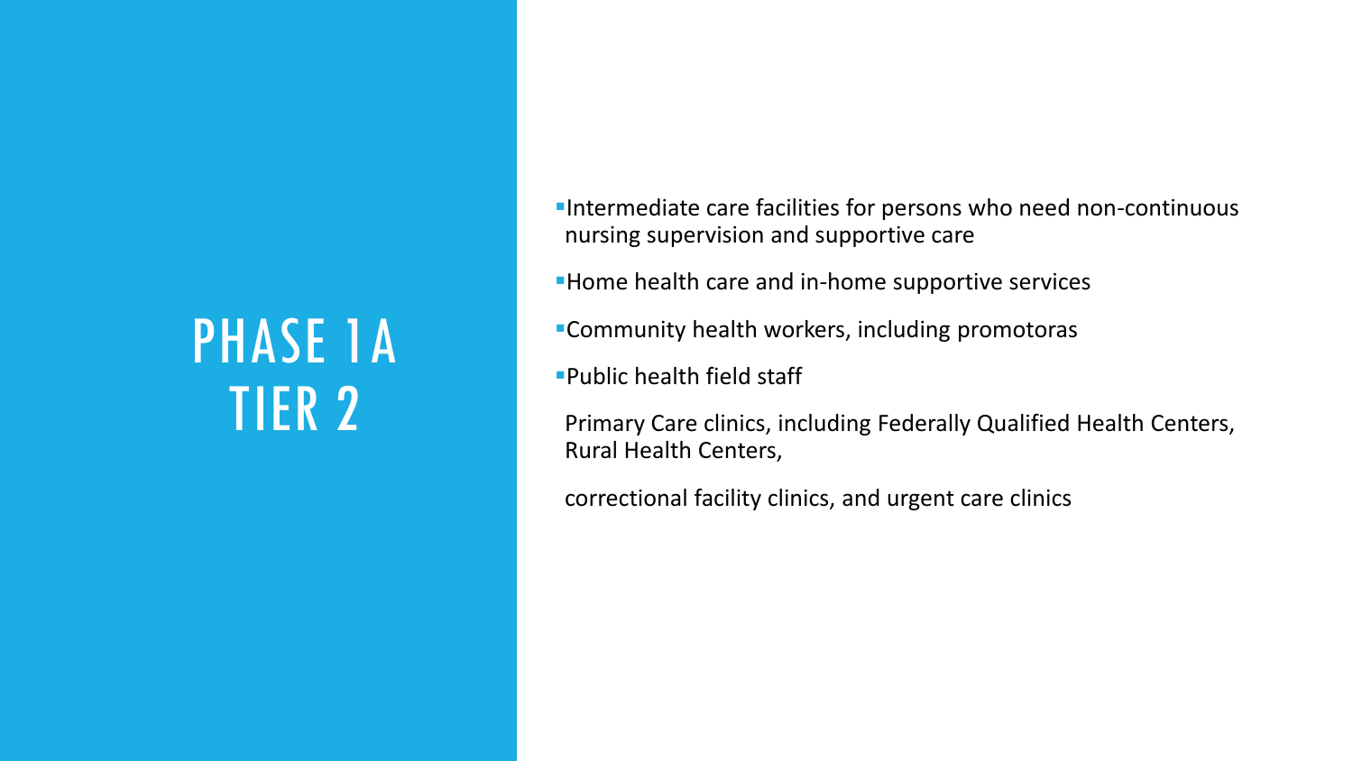# PHASE 1A TIER 2

- Intermediate care facilities for persons who need non-continuous nursing supervision and supportive care
- Home health care and in-home supportive services
- Community health workers, including promotoras
- Public health field staff

Primary Care clinics, including Federally Qualified Health Centers, Rural Health Centers,

correctional facility clinics, and urgent care clinics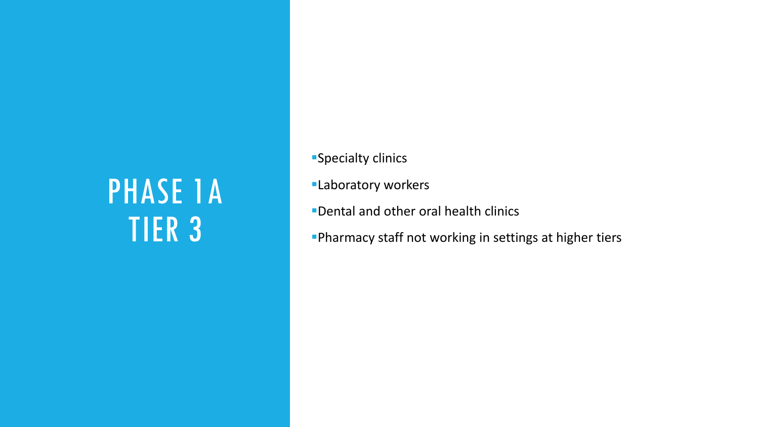# PHASE 1A TIER 3

- Specialty clinics
- Laboratory workers
- Dental and other oral health clinics
- Pharmacy staff not working in settings at higher tiers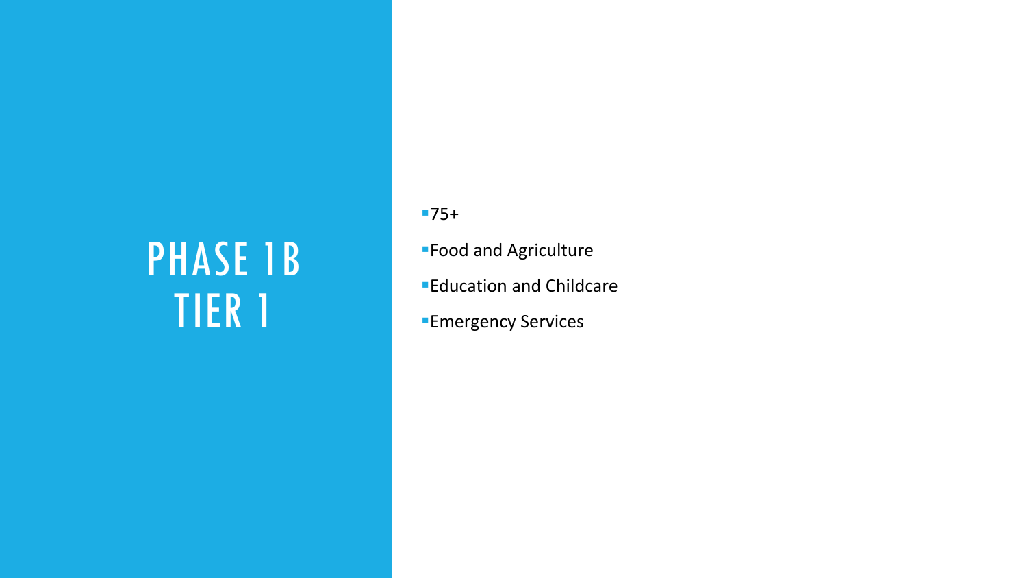# PHASE 1B TIER 1

- 75+
- Food and Agriculture
- Education and Childcare
- Emergency Services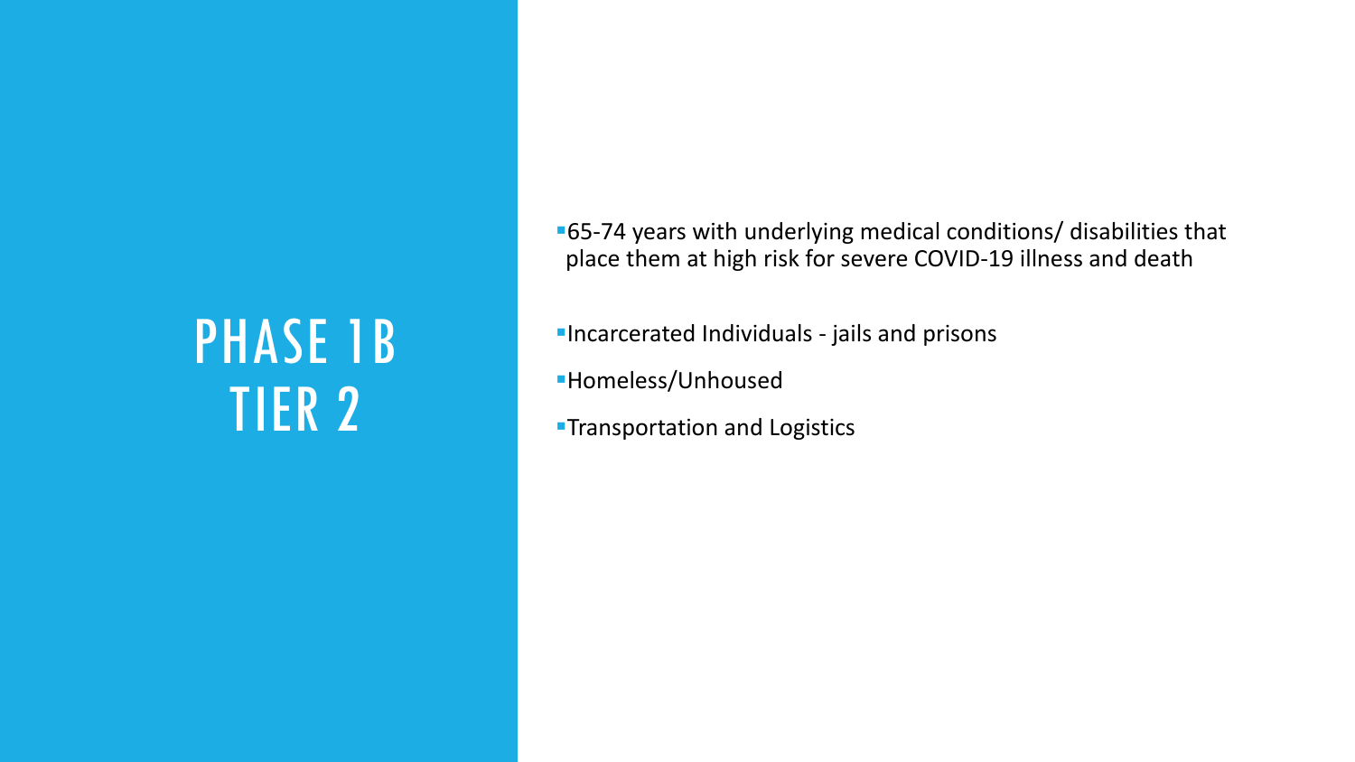# PHASE 1B TIER 2

- 65-74 years with underlying medical conditions/ disabilities that place them at high risk for severe COVID-19 illness and death
- Incarcerated Individuals - jails and prisons
- Homeless/Unhoused
- Transportation and Logistics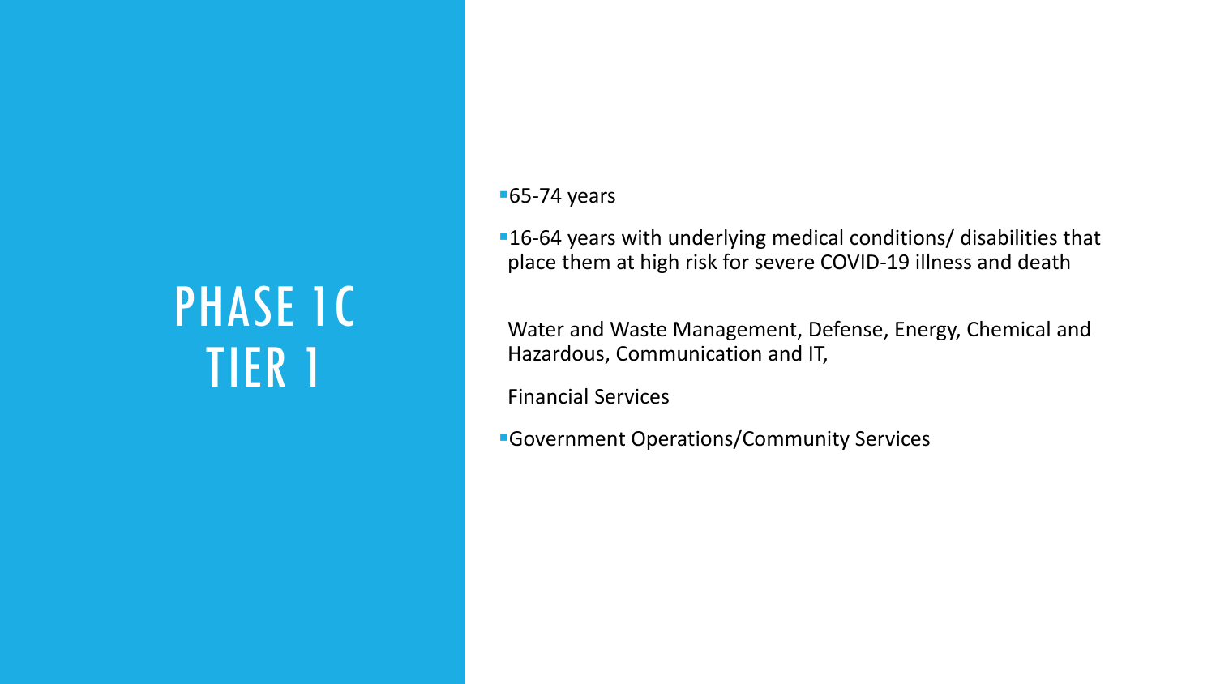# PHASE 1C TIER 1

- 65-74 years
- 16-64 years with underlying medical conditions/ disabilities that place them at high risk for severe COVID-19 illness and death

  Water and Waste Management, Defense, Energy, Chemical and Hazardous, Communication and IT,

  Financial Services

- Government Operations/Community Services